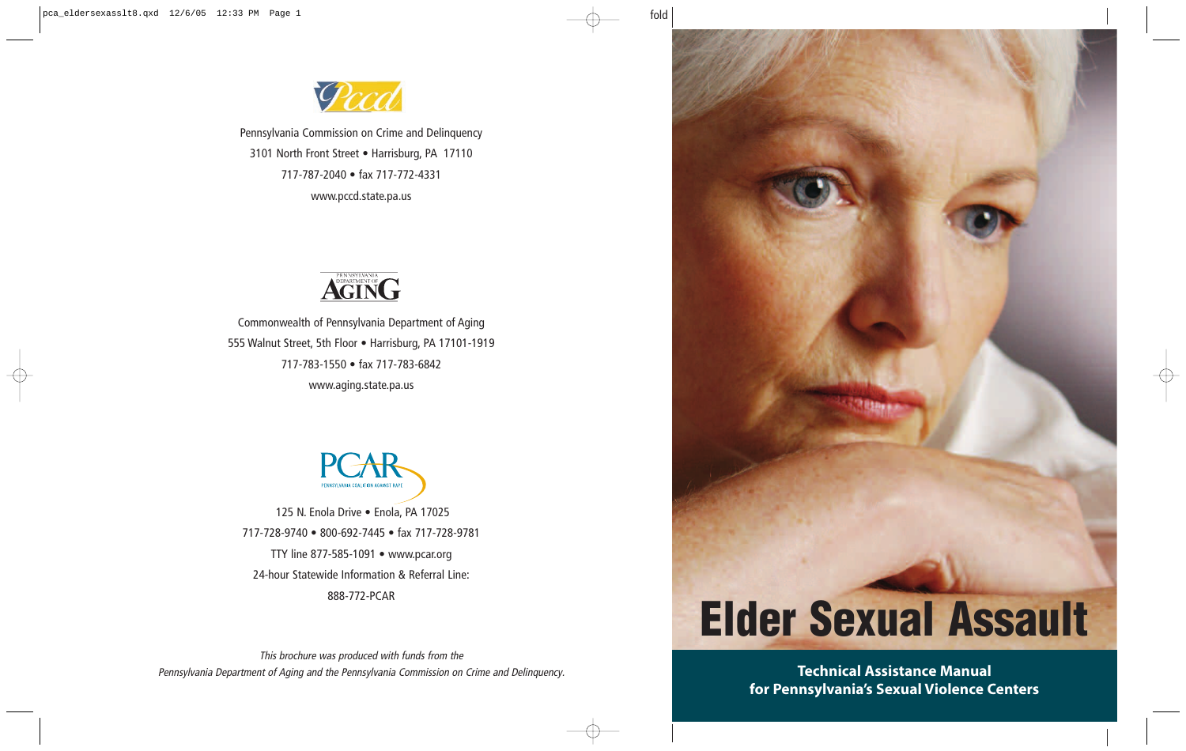# Elder Sexual Assault

**Technical Assistance Manual for Pennsylvania's Sexual Violence Centers**

PCCD

Pennsylvania Commission on Crime and Delinquency
3101 North Front Street • Harrisburg, PA 17110
717-787-2040 • fax 717-772-4331
www.pccd.state.pa.us

Pennsylvania Department of Aging

Commonwealth of Pennsylvania Department of Aging
555 Walnut Street, 5th Floor • Harrisburg, PA 17101-1919
717-783-1550 • fax 717-783-6842
www.aging.state.pa.us

PCAR
Pennsylvania Coalition Against Rape

125 N. Enola Drive • Enola, PA 17025
717-728-9740 • 800-692-7445 • fax 717-728-9781
TTY line 877-585-1091 • www.pcar.org
24-hour Statewide Information & Referral Line:
888-772-PCAR

*This brochure was produced with funds from the Pennsylvania Department of Aging and the Pennsylvania Commission on Crime and Delinquency.*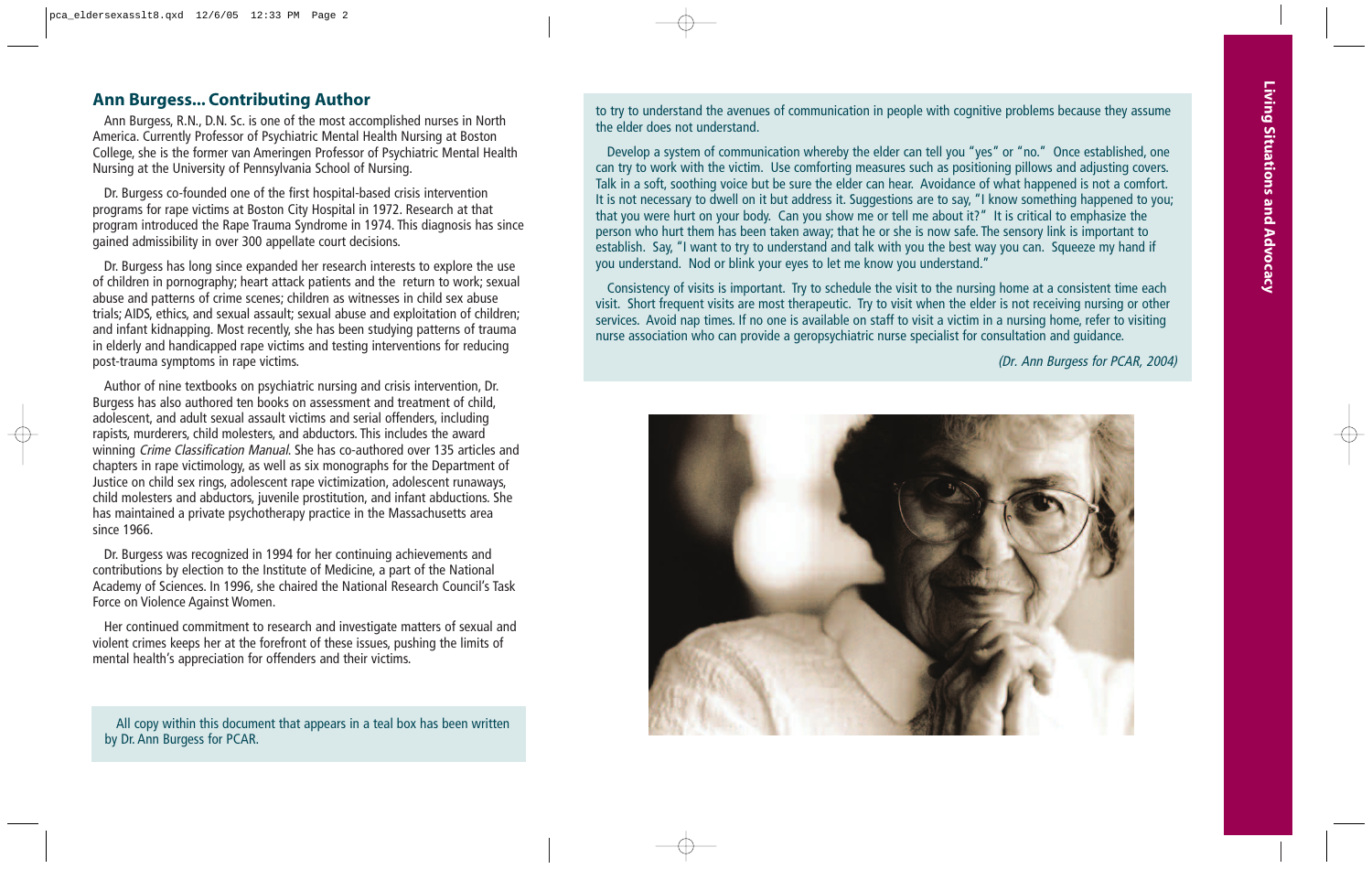## Ann Burgess... Contributing Author

Ann Burgess, R.N., D.N. Sc. is one of the most accomplished nurses in North America. Currently Professor of Psychiatric Mental Health Nursing at Boston College, she is the former van Ameringen Professor of Psychiatric Mental Health Nursing at the University of Pennsylvania School of Nursing.

Dr. Burgess co-founded one of the first hospital-based crisis intervention programs for rape victims at Boston City Hospital in 1972. Research at that program introduced the Rape Trauma Syndrome in 1974. This diagnosis has since gained admissibility in over 300 appellate court decisions.

Dr. Burgess has long since expanded her research interests to explore the use of children in pornography; heart attack patients and the return to work; sexual abuse and patterns of crime scenes; children as witnesses in child sex abuse trials; AIDS, ethics, and sexual assault; sexual abuse and exploitation of children; and infant kidnapping. Most recently, she has been studying patterns of trauma in elderly and handicapped rape victims and testing interventions for reducing post-trauma symptoms in rape victims.

Author of nine textbooks on psychiatric nursing and crisis intervention, Dr. Burgess has also authored ten books on assessment and treatment of child, adolescent, and adult sexual assault victims and serial offenders, including rapists, murderers, child molesters, and abductors. This includes the award winning *Crime Classification Manual*. She has co-authored over 135 articles and chapters in rape victimology, as well as six monographs for the Department of Justice on child sex rings, adolescent rape victimization, adolescent runaways, child molesters and abductors, juvenile prostitution, and infant abductions. She has maintained a private psychotherapy practice in the Massachusetts area since 1966.

Dr. Burgess was recognized in 1994 for her continuing achievements and contributions by election to the Institute of Medicine, a part of the National Academy of Sciences. In 1996, she chaired the National Research Council's Task Force on Violence Against Women.

Her continued commitment to research and investigate matters of sexual and violent crimes keeps her at the forefront of these issues, pushing the limits of mental health's appreciation for offenders and their victims.

All copy within this document that appears in a teal box has been written by Dr. Ann Burgess for PCAR.

to try to understand the avenues of communication in people with cognitive problems because they assume the elder does not understand.

Develop a system of communication whereby the elder can tell you "yes" or "no." Once established, one can try to work with the victim. Use comforting measures such as positioning pillows and adjusting covers. Talk in a soft, soothing voice but be sure the elder can hear. Avoidance of what happened is not a comfort. It is not necessary to dwell on it but address it. Suggestions are to say, "I know something happened to you; that you were hurt on your body. Can you show me or tell me about it?" It is critical to emphasize the person who hurt them has been taken away; that he or she is now safe. The sensory link is important to establish. Say, "I want to try to understand and talk with you the best way you can. Squeeze my hand if you understand. Nod or blink your eyes to let me know you understand."

Consistency of visits is important. Try to schedule the visit to the nursing home at a consistent time each visit. Short frequent visits are most therapeutic. Try to visit when the elder is not receiving nursing or other services. Avoid nap times. If no one is available on staff to visit a victim in a nursing home, refer to visiting nurse association who can provide a geropsychiatric nurse specialist for consultation and guidance.

*(Dr. Ann Burgess for PCAR, 2004)*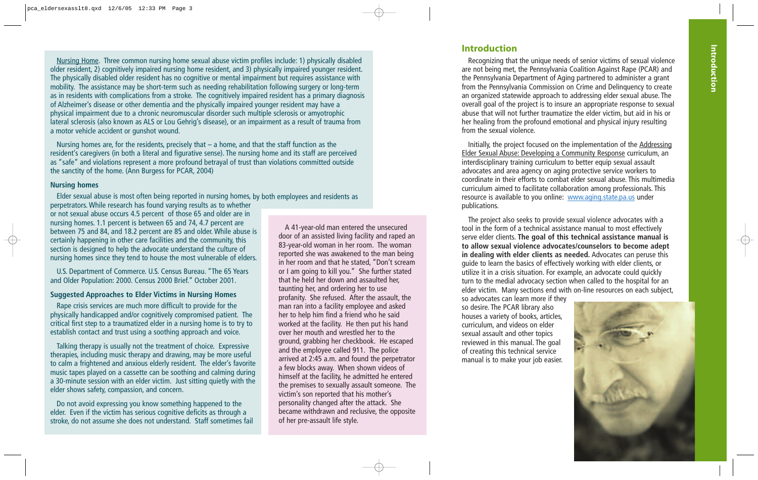Nursing Home. Three common nursing home sexual abuse victim profiles include: 1) physically disabled older resident, 2) cognitively impaired nursing home resident, and 3) physically impaired younger resident. The physically disabled older resident has no cognitive or mental impairment but requires assistance with mobility. The assistance may be short-term such as needing rehabilitation following surgery or long-term as in residents with complications from a stroke. The cognitively impaired resident has a primary diagnosis of Alzheimer's disease or other dementia and the physically impaired younger resident may have a physical impairment due to a chronic neuromuscular disorder such multiple sclerosis or amyotrophic lateral sclerosis (also known as ALS or Lou Gehrig's disease), or an impairment as a result of trauma from a motor vehicle accident or gunshot wound.

Nursing homes are, for the residents, precisely that – a home, and that the staff function as the resident's caregivers (in both a literal and figurative sense). The nursing home and its staff are perceived as "safe" and violations represent a more profound betrayal of trust than violations committed outside the sanctity of the home. (Ann Burgess for PCAR, 2004)

### Nursing homes

Elder sexual abuse is most often being reported in nursing homes, by both employees and residents as perpetrators. While research has found varying results as to whether or not sexual abuse occurs 4.5 percent of those 65 and older are in nursing homes. 1.1 percent is between 65 and 74, 4.7 percent are between 75 and 84, and 18.2 percent are 85 and older. While abuse is certainly happening in other care facilities and the community, this section is designed to help the advocate understand the culture of nursing homes since they tend to house the most vulnerable of elders.

U.S. Department of Commerce. U.S. Census Bureau. "The 65 Years and Older Population: 2000. Census 2000 Brief." October 2001.

### Suggested Approaches to Elder Victims in Nursing Homes

Rape crisis services are much more difficult to provide for the physically handicapped and/or cognitively compromised patient. The critical first step to a traumatized elder in a nursing home is to try to establish contact and trust using a soothing approach and voice.

Talking therapy is usually not the treatment of choice. Expressive therapies, including music therapy and drawing, may be more useful to calm a frightened and anxious elderly resident. The elder's favorite music tapes played on a cassette can be soothing and calming during a 30-minute session with an elder victim. Just sitting quietly with the elder shows safety, compassion, and concern.

Do not avoid expressing you know something happened to the elder. Even if the victim has serious cognitive deficits as through a stroke, do not assume she does not understand. Staff sometimes fail

A 41-year-old man entered the unsecured door of an assisted living facility and raped an 83-year-old woman in her room. The woman reported she was awakened to the man being in her room and that he stated, "Don't scream or I am going to kill you." She further stated that he held her down and assaulted her, taunting her, and ordering her to use profanity. She refused. After the assault, the man ran into a facility employee and asked her to help him find a friend who he said worked at the facility. He then put his hand over her mouth and wrestled her to the ground, grabbing her checkbook. He escaped and the employee called 911. The police arrived at 2:45 a.m. and found the perpetrator a few blocks away. When shown videos of himself at the facility, he admitted he entered the premises to sexually assault someone. The victim's son reported that his mother's personality changed after the attack. She became withdrawn and reclusive, the opposite of her pre-assault life style.

## Introduction

Recognizing that the unique needs of senior victims of sexual violence are not being met, the Pennsylvania Coalition Against Rape (PCAR) and the Pennsylvania Department of Aging partnered to administer a grant from the Pennsylvania Commission on Crime and Delinquency to create an organized statewide approach to addressing elder sexual abuse. The overall goal of the project is to insure an appropriate response to sexual abuse that will not further traumatize the elder victim, but aid in his or her healing from the profound emotional and physical injury resulting from the sexual violence.

Initially, the project focused on the implementation of the Addressing Elder Sexual Abuse: Developing a Community Response curriculum, an interdisciplinary training curriculum to better equip sexual assault advocates and area agency on aging protective service workers to coordinate in their efforts to combat elder sexual abuse. This multimedia curriculum aimed to facilitate collaboration among professionals. This resource is available to you online: www.aging.state.pa.us under publications.

The project also seeks to provide sexual violence advocates with a tool in the form of a technical assistance manual to most effectively serve elder clients. **The goal of this technical assistance manual is to allow sexual violence advocates/counselors to become adept in dealing with elder clients as needed.** Advocates can peruse this guide to learn the basics of effectively working with elder clients, or utilize it in a crisis situation. For example, an advocate could quickly turn to the medial advocacy section when called to the hospital for an elder victim. Many sections end with on-line resources on each subject, so advocates can learn more if they so desire. The PCAR library also houses a variety of books, articles, curriculum, and videos on elder sexual assault and other topics reviewed in this manual. The goal of creating this technical service manual is to make your job easier.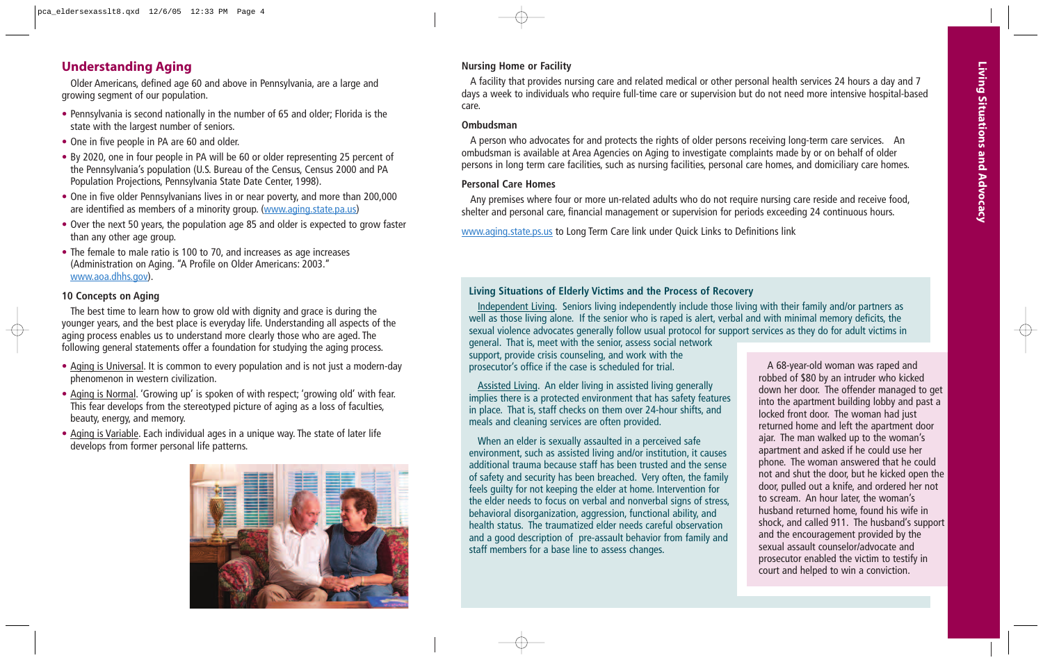## Understanding Aging

Older Americans, defined age 60 and above in Pennsylvania, are a large and growing segment of our population.

- Pennsylvania is second nationally in the number of 65 and older; Florida is the state with the largest number of seniors.
- One in five people in PA are 60 and older.
- By 2020, one in four people in PA will be 60 or older representing 25 percent of the Pennsylvania's population (U.S. Bureau of the Census, Census 2000 and PA Population Projections, Pennsylvania State Date Center, 1998).
- One in five older Pennsylvanians lives in or near poverty, and more than 200,000 are identified as members of a minority group. (www.aging.state.pa.us)
- Over the next 50 years, the population age 85 and older is expected to grow faster than any other age group.
- The female to male ratio is 100 to 70, and increases as age increases (Administration on Aging. "A Profile on Older Americans: 2003." www.aoa.dhhs.gov).

### 10 Concepts on Aging

The best time to learn how to grow old with dignity and grace is during the younger years, and the best place is everyday life. Understanding all aspects of the aging process enables us to understand more clearly those who are aged. The following general statements offer a foundation for studying the aging process.

- Aging is Universal. It is common to every population and is not just a modern-day phenomenon in western civilization.
- Aging is Normal. 'Growing up' is spoken of with respect; 'growing old' with fear. This fear develops from the stereotyped picture of aging as a loss of faculties, beauty, energy, and memory.
- Aging is Variable. Each individual ages in a unique way. The state of later life develops from former personal life patterns.

### Nursing Home or Facility

A facility that provides nursing care and related medical or other personal health services 24 hours a day and 7 days a week to individuals who require full-time care or supervision but do not need more intensive hospital-based care.

### Ombudsman

A person who advocates for and protects the rights of older persons receiving long-term care services. An ombudsman is available at Area Agencies on Aging to investigate complaints made by or on behalf of older persons in long term care facilities, such as nursing facilities, personal care homes, and domiciliary care homes.

### Personal Care Homes

Any premises where four or more un-related adults who do not require nursing care reside and receive food, shelter and personal care, financial management or supervision for periods exceeding 24 continuous hours.

www.aging.state.ps.us to Long Term Care link under Quick Links to Definitions link

### Living Situations of Elderly Victims and the Process of Recovery

Independent Living. Seniors living independently include those living with their family and/or partners as well as those living alone. If the senior who is raped is alert, verbal and with minimal memory deficits, the sexual violence advocates generally follow usual protocol for support services as they do for adult victims in general. That is, meet with the senior, assess social network support, provide crisis counseling, and work with the prosecutor's office if the case is scheduled for trial.

Assisted Living. An elder living in assisted living generally implies there is a protected environment that has safety features in place. That is, staff checks on them over 24-hour shifts, and meals and cleaning services are often provided.

When an elder is sexually assaulted in a perceived safe environment, such as assisted living and/or institution, it causes additional trauma because staff has been trusted and the sense of safety and security has been breached. Very often, the family feels guilty for not keeping the elder at home. Intervention for the elder needs to focus on verbal and nonverbal signs of stress, behavioral disorganization, aggression, functional ability, and health status. The traumatized elder needs careful observation and a good description of pre-assault behavior from family and staff members for a base line to assess changes.

A 68-year-old woman was raped and robbed of $80 by an intruder who kicked down her door. The offender managed to get into the apartment building lobby and past a locked front door. The woman had just returned home and left the apartment door ajar. The man walked up to the woman's apartment and asked if he could use her phone. The woman answered that he could not and shut the door, but he kicked open the door, pulled out a knife, and ordered her not to scream. An hour later, the woman's husband returned home, found his wife in shock, and called 911. The husband's support and the encouragement provided by the sexual assault counselor/advocate and prosecutor enabled the victim to testify in court and helped to win a conviction.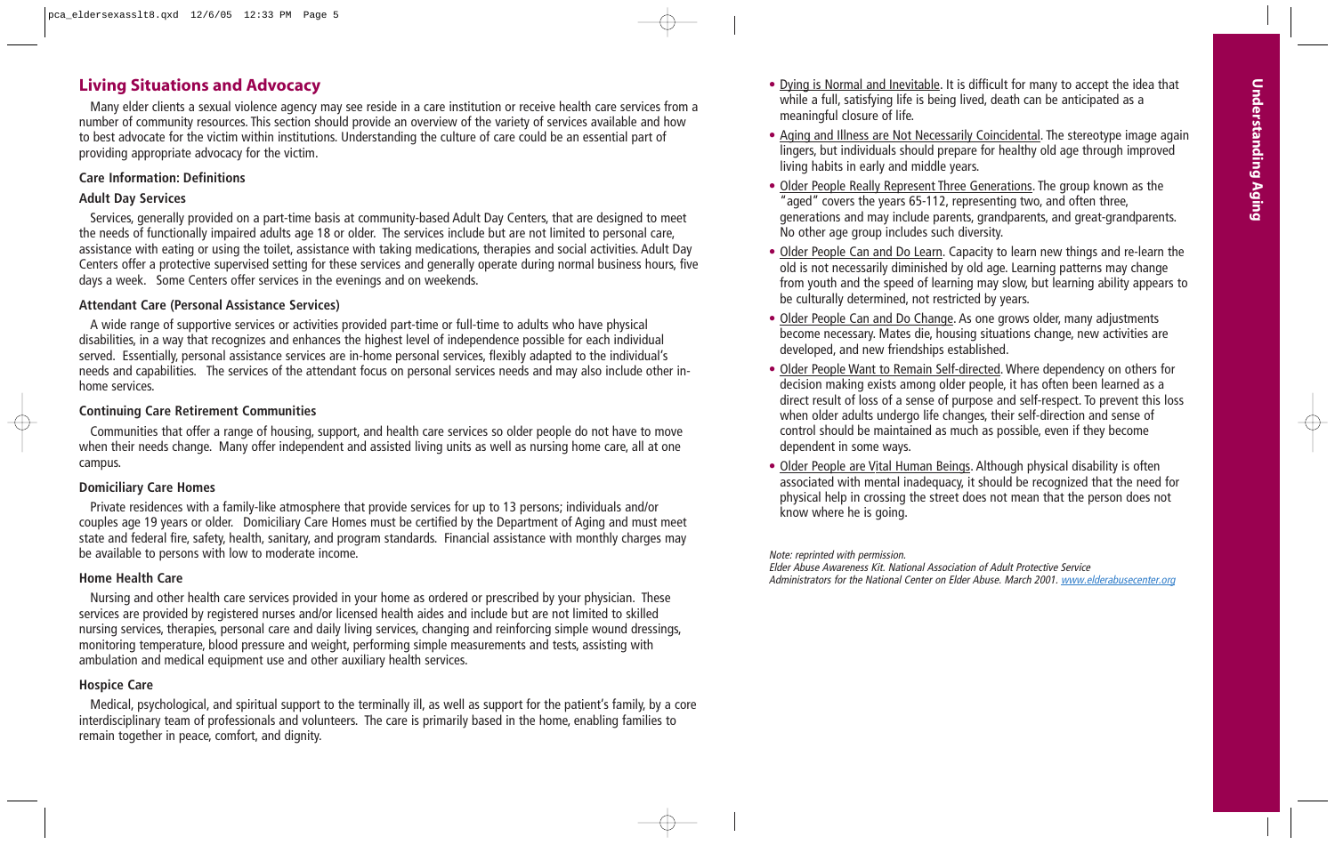## Living Situations and Advocacy

Many elder clients a sexual violence agency may see reside in a care institution or receive health care services from a number of community resources. This section should provide an overview of the variety of services available and how to best advocate for the victim within institutions. Understanding the culture of care could be an essential part of providing appropriate advocacy for the victim.

### Care Information: Definitions

#### Adult Day Services

Services, generally provided on a part-time basis at community-based Adult Day Centers, that are designed to meet the needs of functionally impaired adults age 18 or older. The services include but are not limited to personal care, assistance with eating or using the toilet, assistance with taking medications, therapies and social activities. Adult Day Centers offer a protective supervised setting for these services and generally operate during normal business hours, five days a week. Some Centers offer services in the evenings and on weekends.

#### Attendant Care (Personal Assistance Services)

A wide range of supportive services or activities provided part-time or full-time to adults who have physical disabilities, in a way that recognizes and enhances the highest level of independence possible for each individual served. Essentially, personal assistance services are in-home personal services, flexibly adapted to the individual's needs and capabilities. The services of the attendant focus on personal services needs and may also include other in-home services.

#### Continuing Care Retirement Communities

Communities that offer a range of housing, support, and health care services so older people do not have to move when their needs change. Many offer independent and assisted living units as well as nursing home care, all at one campus.

#### Domiciliary Care Homes

Private residences with a family-like atmosphere that provide services for up to 13 persons; individuals and/or couples age 19 years or older. Domiciliary Care Homes must be certified by the Department of Aging and must meet state and federal fire, safety, health, sanitary, and program standards. Financial assistance with monthly charges may be available to persons with low to moderate income.

#### Home Health Care

Nursing and other health care services provided in your home as ordered or prescribed by your physician. These services are provided by registered nurses and/or licensed health aides and include but are not limited to skilled nursing services, therapies, personal care and daily living services, changing and reinforcing simple wound dressings, monitoring temperature, blood pressure and weight, performing simple measurements and tests, assisting with ambulation and medical equipment use and other auxiliary health services.

#### Hospice Care

Medical, psychological, and spiritual support to the terminally ill, as well as support for the patient's family, by a core interdisciplinary team of professionals and volunteers. The care is primarily based in the home, enabling families to remain together in peace, comfort, and dignity.

- Dying is Normal and Inevitable. It is difficult for many to accept the idea that while a full, satisfying life is being lived, death can be anticipated as a meaningful closure of life.
- Aging and Illness are Not Necessarily Coincidental. The stereotype image again lingers, but individuals should prepare for healthy old age through improved living habits in early and middle years.
- Older People Really Represent Three Generations. The group known as the "aged" covers the years 65-112, representing two, and often three, generations and may include parents, grandparents, and great-grandparents. No other age group includes such diversity.
- Older People Can and Do Learn. Capacity to learn new things and re-learn the old is not necessarily diminished by old age. Learning patterns may change from youth and the speed of learning may slow, but learning ability appears to be culturally determined, not restricted by years.
- Older People Can and Do Change. As one grows older, many adjustments become necessary. Mates die, housing situations change, new activities are developed, and new friendships established.
- Older People Want to Remain Self-directed. Where dependency on others for decision making exists among older people, it has often been learned as a direct result of loss of a sense of purpose and self-respect. To prevent this loss when older adults undergo life changes, their self-direction and sense of control should be maintained as much as possible, even if they become dependent in some ways.
- Older People are Vital Human Beings. Although physical disability is often associated with mental inadequacy, it should be recognized that the need for physical help in crossing the street does not mean that the person does not know where he is going.

*Note: reprinted with permission.*
*Elder Abuse Awareness Kit. National Association of Adult Protective Service Administrators for the National Center on Elder Abuse. March 2001. www.elderabusecenter.org*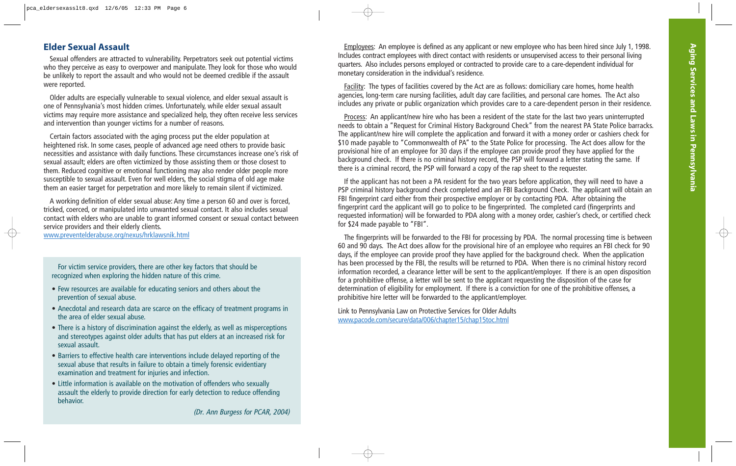## Elder Sexual Assault

Sexual offenders are attracted to vulnerability. Perpetrators seek out potential victims who they perceive as easy to overpower and manipulate. They look for those who would be unlikely to report the assault and who would not be deemed credible if the assault were reported.

Older adults are especially vulnerable to sexual violence, and elder sexual assault is one of Pennsylvania's most hidden crimes. Unfortunately, while elder sexual assault victims may require more assistance and specialized help, they often receive less services and intervention than younger victims for a number of reasons.

Certain factors associated with the aging process put the elder population at heightened risk. In some cases, people of advanced age need others to provide basic necessities and assistance with daily functions. These circumstances increase one's risk of sexual assault; elders are often victimized by those assisting them or those closest to them. Reduced cognitive or emotional functioning may also render older people more susceptible to sexual assault. Even for well elders, the social stigma of old age make them an easier target for perpetration and more likely to remain silent if victimized.

A working definition of elder sexual abuse: Any time a person 60 and over is forced, tricked, coerced, or manipulated into unwanted sexual contact. It also includes sexual contact with elders who are unable to grant informed consent or sexual contact between service providers and their elderly clients.
www.preventelderabuse.org/nexus/hrklawsnik.html

For victim service providers, there are other key factors that should be recognized when exploring the hidden nature of this crime.

- Few resources are available for educating seniors and others about the prevention of sexual abuse.
- Anecdotal and research data are scarce on the efficacy of treatment programs in the area of elder sexual abuse.
- There is a history of discrimination against the elderly, as well as misperceptions and stereotypes against older adults that has put elders at an increased risk for sexual assault.
- Barriers to effective health care interventions include delayed reporting of the sexual abuse that results in failure to obtain a timely forensic evidentiary examination and treatment for injuries and infection.
- Little information is available on the motivation of offenders who sexually assault the elderly to provide direction for early detection to reduce offending behavior.

*(Dr. Ann Burgess for PCAR, 2004)*

Employees: An employee is defined as any applicant or new employee who has been hired since July 1, 1998. Includes contract employees with direct contact with residents or unsupervised access to their personal living quarters. Also includes persons employed or contracted to provide care to a care-dependent individual for monetary consideration in the individual's residence.

Facility: The types of facilities covered by the Act are as follows: domiciliary care homes, home health agencies, long-term care nursing facilities, adult day care facilities, and personal care homes. The Act also includes any private or public organization which provides care to a care-dependent person in their residence.

Process: An applicant/new hire who has been a resident of the state for the last two years uninterrupted needs to obtain a "Request for Criminal History Background Check" from the nearest PA State Police barracks. The applicant/new hire will complete the application and forward it with a money order or cashiers check for $10 made payable to "Commonwealth of PA" to the State Police for processing. The Act does allow for the provisional hire of an employee for 30 days if the employee can provide proof they have applied for the background check. If there is no criminal history record, the PSP will forward a letter stating the same. If there is a criminal record, the PSP will forward a copy of the rap sheet to the requester.

If the applicant has not been a PA resident for the two years before application, they will need to have a PSP criminal history background check completed and an FBI Background Check. The applicant will obtain an FBI fingerprint card either from their prospective employer or by contacting PDA. After obtaining the fingerprint card the applicant will go to police to be fingerprinted. The completed card (fingerprints and requested information) will be forwarded to PDA along with a money order, cashier's check, or certified check for $24 made payable to "FBI".

The fingerprints will be forwarded to the FBI for processing by PDA. The normal processing time is between 60 and 90 days. The Act does allow for the provisional hire of an employee who requires an FBI check for 90 days, if the employee can provide proof they have applied for the background check. When the application has been processed by the FBI, the results will be returned to PDA. When there is no criminal history record information recorded, a clearance letter will be sent to the applicant/employer. If there is an open disposition for a prohibitive offense, a letter will be sent to the applicant requesting the disposition of the case for determination of eligibility for employment. If there is a conviction for one of the prohibitive offenses, a prohibitive hire letter will be forwarded to the applicant/employer.

Link to Pennsylvania Law on Protective Services for Older Adults
www.pacode.com/secure/data/006/chapter15/chap15toc.html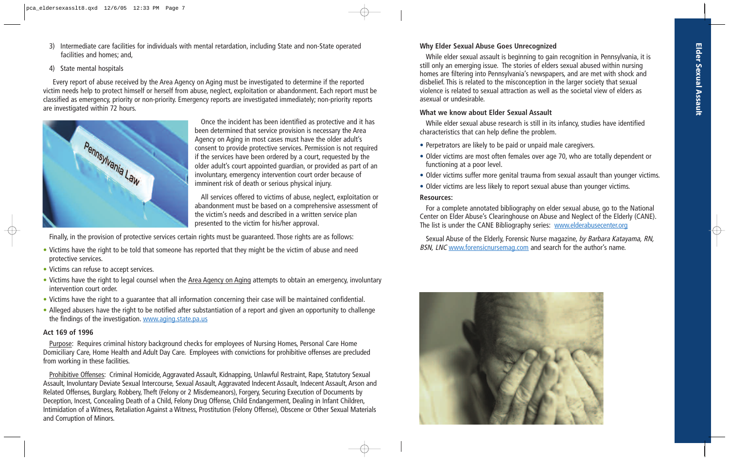3) Intermediate care facilities for individuals with mental retardation, including State and non-State operated facilities and homes; and,

4) State mental hospitals

Every report of abuse received by the Area Agency on Aging must be investigated to determine if the reported victim needs help to protect himself or herself from abuse, neglect, exploitation or abandonment. Each report must be classified as emergency, priority or non-priority. Emergency reports are investigated immediately; non-priority reports are investigated within 72 hours.

Once the incident has been identified as protective and it has been determined that service provision is necessary the Area Agency on Aging in most cases must have the older adult's consent to provide protective services. Permission is not required if the services have been ordered by a court, requested by the older adult's court appointed guardian, or provided as part of an involuntary, emergency intervention court order because of imminent risk of death or serious physical injury.

All services offered to victims of abuse, neglect, exploitation or abandonment must be based on a comprehensive assessment of the victim's needs and described in a written service plan presented to the victim for his/her approval.

Finally, in the provision of protective services certain rights must be guaranteed. Those rights are as follows:

- Victims have the right to be told that someone has reported that they might be the victim of abuse and need protective services.
- Victims can refuse to accept services.
- Victims have the right to legal counsel when the Area Agency on Aging attempts to obtain an emergency, involuntary intervention court order.
- Victims have the right to a guarantee that all information concerning their case will be maintained confidential.
- Alleged abusers have the right to be notified after substantiation of a report and given an opportunity to challenge the findings of the investigation. www.aging.state.pa.us

### Act 169 of 1996

Purpose: Requires criminal history background checks for employees of Nursing Homes, Personal Care Home Domiciliary Care, Home Health and Adult Day Care. Employees with convictions for prohibitive offenses are precluded from working in these facilities.

Prohibitive Offenses: Criminal Homicide, Aggravated Assault, Kidnapping, Unlawful Restraint, Rape, Statutory Sexual Assault, Involuntary Deviate Sexual Intercourse, Sexual Assault, Aggravated Indecent Assault, Indecent Assault, Arson and Related Offenses, Burglary, Robbery, Theft (Felony or 2 Misdemeanors), Forgery, Securing Execution of Documents by Deception, Incest, Concealing Death of a Child, Felony Drug Offense, Child Endangerment, Dealing in Infant Children, Intimidation of a Witness, Retaliation Against a Witness, Prostitution (Felony Offense), Obscene or Other Sexual Materials and Corruption of Minors.

### Why Elder Sexual Abuse Goes Unrecognized

While elder sexual assault is beginning to gain recognition in Pennsylvania, it is still only an emerging issue. The stories of elders sexual abused within nursing homes are filtering into Pennsylvania's newspapers, and are met with shock and disbelief. This is related to the misconception in the larger society that sexual violence is related to sexual attraction as well as the societal view of elders as asexual or undesirable.

### What we know about Elder Sexual Assault

While elder sexual abuse research is still in its infancy, studies have identified characteristics that can help define the problem.

- Perpetrators are likely to be paid or unpaid male caregivers.
- Older victims are most often females over age 70, who are totally dependent or functioning at a poor level.
- Older victims suffer more genital trauma from sexual assault than younger victims.
- Older victims are less likely to report sexual abuse than younger victims.

**Resources:**

For a complete annotated bibliography on elder sexual abuse, go to the National Center on Elder Abuse's Clearinghouse on Abuse and Neglect of the Elderly (CANE). The list is under the CANE Bibliography series: www.elderabusecenter.org

Sexual Abuse of the Elderly, Forensic Nurse magazine, *by Barbara Katayama, RN, BSN, LNC* www.forensicnursemag.com and search for the author's name.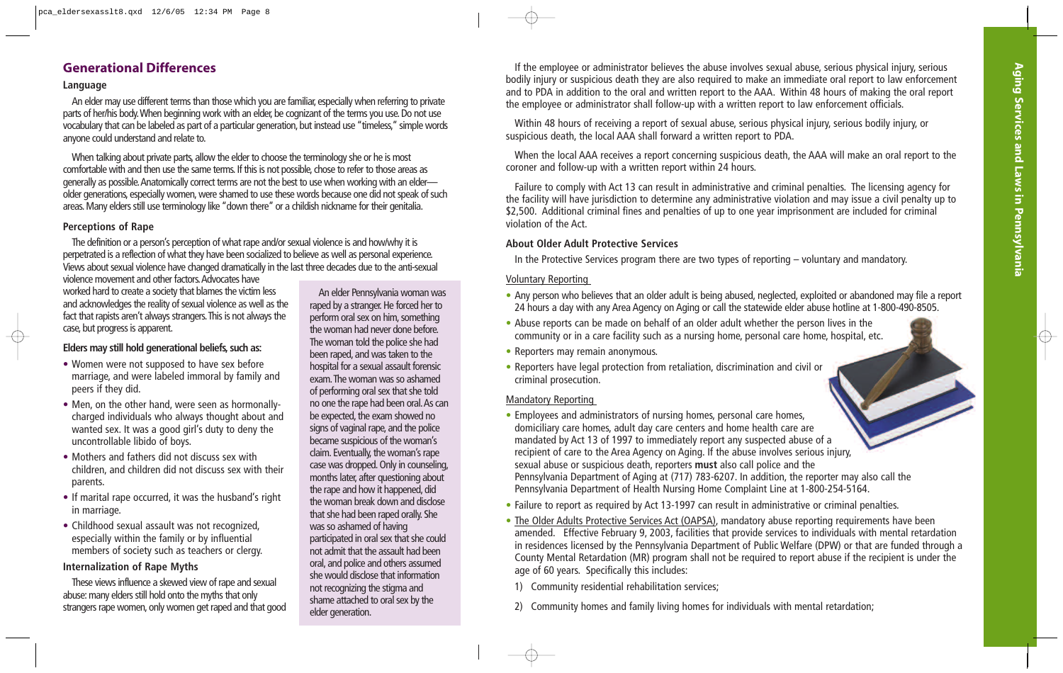## Generational Differences

### Language

An elder may use different terms than those which you are familiar, especially when referring to private parts of her/his body. When beginning work with an elder, be cognizant of the terms you use. Do not use vocabulary that can be labeled as part of a particular generation, but instead use "timeless," simple words anyone could understand and relate to.

When talking about private parts, allow the elder to choose the terminology she or he is most comfortable with and then use the same terms. If this is not possible, chose to refer to those areas as generally as possible. Anatomically correct terms are not the best to use when working with an elder—older generations, especially women, were shamed to use these words because one did not speak of such areas. Many elders still use terminology like "down there" or a childish nickname for their genitalia.

### Perceptions of Rape

The definition or a person's perception of what rape and/or sexual violence is and how/why it is perpetrated is a reflection of what they have been socialized to believe as well as personal experience. Views about sexual violence have changed dramatically in the last three decades due to the anti-sexual violence movement and other factors. Advocates have worked hard to create a society that blames the victim less and acknowledges the reality of sexual violence as well as the fact that rapists aren't always strangers. This is not always the case, but progress is apparent.

**Elders may still hold generational beliefs, such as:**

- Women were not supposed to have sex before marriage, and were labeled immoral by family and peers if they did.
- Men, on the other hand, were seen as hormonally-charged individuals who always thought about and wanted sex. It was a good girl's duty to deny the uncontrollable libido of boys.
- Mothers and fathers did not discuss sex with children, and children did not discuss sex with their parents.
- If marital rape occurred, it was the husband's right in marriage.
- Childhood sexual assault was not recognized, especially within the family or by influential members of society such as teachers or clergy.

### Internalization of Rape Myths

These views influence a skewed view of rape and sexual abuse: many elders still hold onto the myths that only strangers rape women, only women get raped and that good

An elder Pennsylvania woman was raped by a stranger. He forced her to perform oral sex on him, something the woman had never done before. The woman told the police she had been raped, and was taken to the hospital for a sexual assault forensic exam. The woman was so ashamed of performing oral sex that she told no one the rape had been oral. As can be expected, the exam showed no signs of vaginal rape, and the police became suspicious of the woman's claim. Eventually, the woman's rape case was dropped. Only in counseling, months later, after questioning about the rape and how it happened, did the woman break down and disclose that she had been raped orally. She was so ashamed of having participated in oral sex that she could not admit that the assault had been oral, and police and others assumed she would disclose that information not recognizing the stigma and shame attached to oral sex by the elder generation.

If the employee or administrator believes the abuse involves sexual abuse, serious physical injury, serious bodily injury or suspicious death they are also required to make an immediate oral report to law enforcement and to PDA in addition to the oral and written report to the AAA. Within 48 hours of making the oral report the employee or administrator shall follow-up with a written report to law enforcement officials.

Within 48 hours of receiving a report of sexual abuse, serious physical injury, serious bodily injury, or suspicious death, the local AAA shall forward a written report to PDA.

When the local AAA receives a report concerning suspicious death, the AAA will make an oral report to the coroner and follow-up with a written report within 24 hours.

Failure to comply with Act 13 can result in administrative and criminal penalties. The licensing agency for the facility will have jurisdiction to determine any administrative violation and may issue a civil penalty up to $2,500. Additional criminal fines and penalties of up to one year imprisonment are included for criminal violation of the Act.

### About Older Adult Protective Services

In the Protective Services program there are two types of reporting – voluntary and mandatory.

Voluntary Reporting

- Any person who believes that an older adult is being abused, neglected, exploited or abandoned may file a report 24 hours a day with any Area Agency on Aging or call the statewide elder abuse hotline at 1-800-490-8505.
- Abuse reports can be made on behalf of an older adult whether the person lives in the community or in a care facility such as a nursing home, personal care home, hospital, etc.
- Reporters may remain anonymous.
- Reporters have legal protection from retaliation, discrimination and civil or criminal prosecution.

Mandatory Reporting

- Employees and administrators of nursing homes, personal care homes, domiciliary care homes, adult day care centers and home health care are mandated by Act 13 of 1997 to immediately report any suspected abuse of a recipient of care to the Area Agency on Aging. If the abuse involves serious injury, sexual abuse or suspicious death, reporters **must** also call police and the Pennsylvania Department of Aging at (717) 783-6207. In addition, the reporter may also call the Pennsylvania Department of Health Nursing Home Complaint Line at 1-800-254-5164.
- Failure to report as required by Act 13-1997 can result in administrative or criminal penalties.
- The Older Adults Protective Services Act (OAPSA), mandatory abuse reporting requirements have been amended. Effective February 9, 2003, facilities that provide services to individuals with mental retardation in residences licensed by the Pennsylvania Department of Public Welfare (DPW) or that are funded through a County Mental Retardation (MR) program shall not be required to report abuse if the recipient is under the age of 60 years. Specifically this includes:

1) Community residential rehabilitation services;

2) Community homes and family living homes for individuals with mental retardation;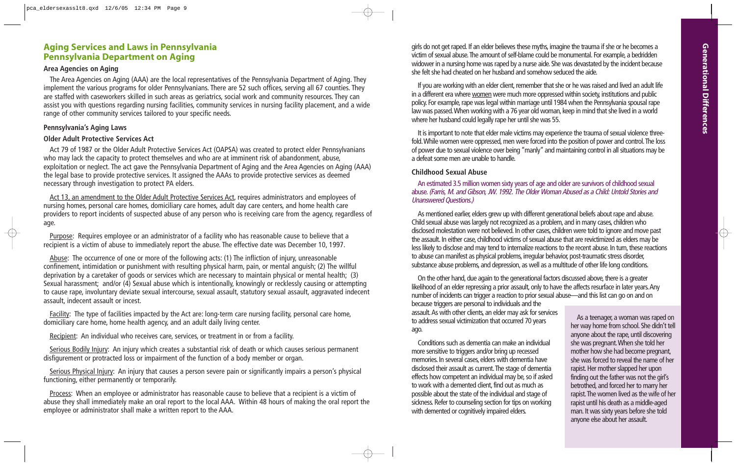## Aging Services and Laws in Pennsylvania
## Pennsylvania Department on Aging

**Area Agencies on Aging**

The Area Agencies on Aging (AAA) are the local representatives of the Pennsylvania Department of Aging. They implement the various programs for older Pennsylvanians. There are 52 such offices, serving all 67 counties. They are staffed with caseworkers skilled in such areas as geriatrics, social work and community resources. They can assist you with questions regarding nursing facilities, community services in nursing facility placement, and a wide range of other community services tailored to your specific needs.

**Pennsylvania's Aging Laws**

**Older Adult Protective Services Act**

Act 79 of 1987 or the Older Adult Protective Services Act (OAPSA) was created to protect elder Pennsylvanians who may lack the capacity to protect themselves and who are at imminent risk of abandonment, abuse, exploitation or neglect. The act gave the Pennsylvania Department of Aging and the Area Agencies on Aging (AAA) the legal base to provide protective services. It assigned the AAAs to provide protective services as deemed necessary through investigation to protect PA elders.

Act 13, an amendment to the Older Adult Protective Services Act, requires administrators and employees of nursing homes, personal care homes, domiciliary care homes, adult day care centers, and home health care providers to report incidents of suspected abuse of any person who is receiving care from the agency, regardless of age.

Purpose: Requires employee or an administrator of a facility who has reasonable cause to believe that a recipient is a victim of abuse to immediately report the abuse. The effective date was December 10, 1997.

Abuse: The occurrence of one or more of the following acts: (1) The infliction of injury, unreasonable confinement, intimidation or punishment with resulting physical harm, pain, or mental anguish; (2) The willful deprivation by a caretaker of goods or services which are necessary to maintain physical or mental health; (3) Sexual harassment; and/or (4) Sexual abuse which is intentionally, knowingly or recklessly causing or attempting to cause rape, involuntary deviate sexual intercourse, sexual assault, statutory sexual assault, aggravated indecent assault, indecent assault or incest.

Facility: The type of facilities impacted by the Act are: long-term care nursing facility, personal care home, domiciliary care home, home health agency, and an adult daily living center.

Recipient: An individual who receives care, services, or treatment in or from a facility.

Serious Bodily Injury: An injury which creates a substantial risk of death or which causes serious permanent disfigurement or protracted loss or impairment of the function of a body member or organ.

Serious Physical Injury: An injury that causes a person severe pain or significantly impairs a person's physical functioning, either permanently or temporarily.

Process: When an employee or administrator has reasonable cause to believe that a recipient is a victim of abuse they shall immediately make an oral report to the local AAA. Within 48 hours of making the oral report the employee or administrator shall make a written report to the AAA.

girls do not get raped. If an elder believes these myths, imagine the trauma if she or he becomes a victim of sexual abuse. The amount of self-blame could be monumental. For example, a bedridden widower in a nursing home was raped by a nurse aide. She was devastated by the incident because she felt she had cheated on her husband and somehow seduced the aide.

If you are working with an elder client, remember that she or he was raised and lived an adult life in a different era where women were much more oppressed within society, institutions and public policy. For example, rape was legal within marriage until 1984 when the Pennsylvania spousal rape law was passed. When working with a 76 year old woman, keep in mind that she lived in a world where her husband could legally rape her until she was 55.

It is important to note that elder male victims may experience the trauma of sexual violence three-fold. While women were oppressed, men were forced into the position of power and control. The loss of power due to sexual violence over being "manly" and maintaining control in all situations may be a defeat some men are unable to handle.

**Childhood Sexual Abuse**

An estimated 3.5 million women sixty years of age and older are survivors of childhood sexual abuse. *(Farris, M. and Gibson, JW. 1992. The Older Woman Abused as a Child: Untold Stories and Unanswered Questions.)*

As mentioned earlier, elders grew up with different generational beliefs about rape and abuse. Child sexual abuse was largely not recognized as a problem, and in many cases, children who disclosed molestation were not believed. In other cases, children were told to ignore and move past the assault. In either case, childhood victims of sexual abuse that are revictimized as elders may be less likely to disclose and may tend to internalize reactions to the recent abuse. In turn, these reactions to abuse can manifest as physical problems, irregular behavior, post-traumatic stress disorder, substance abuse problems, and depression, as well as a multitude of other life long conditions.

On the other hand, due again to the generational factors discussed above, there is a greater likelihood of an elder repressing a prior assault, only to have the affects resurface in later years. Any number of incidents can trigger a reaction to prior sexual abuse—and this list can go on and on because triggers are personal to individuals and the assault. As with other clients, an elder may ask for services to address sexual victimization that occurred 70 years ago.

Conditions such as dementia can make an individual more sensitive to triggers and/or bring up recessed memories. In several cases, elders with dementia have disclosed their assault as current. The stage of dementia effects how competent an individual may be, so if asked to work with a demented client, find out as much as possible about the state of the individual and stage of sickness. Refer to counseling section for tips on working with demented or cognitively impaired elders.

As a teenager, a woman was raped on her way home from school. She didn't tell anyone about the rape, until discovering she was pregnant. When she told her mother how she had become pregnant, she was forced to reveal the name of her rapist. Her mother slapped her upon finding out the father was not the girl's betrothed, and forced her to marry her rapist. The women lived as the wife of her rapist until his death as a middle-aged man. It was sixty years before she told anyone else about her assault.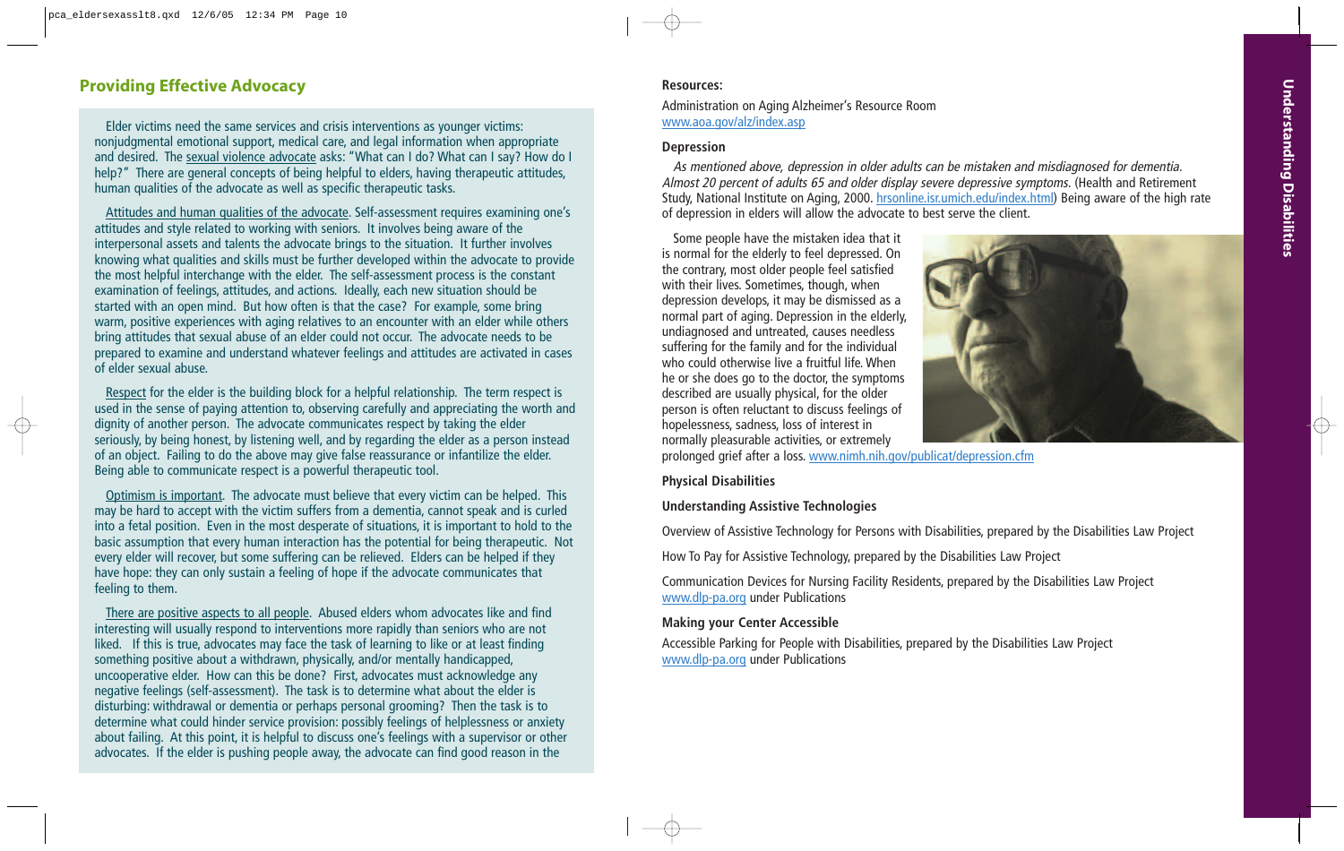## Providing Effective Advocacy

Elder victims need the same services and crisis interventions as younger victims: nonjudgmental emotional support, medical care, and legal information when appropriate and desired. The sexual violence advocate asks: "What can I do? What can I say? How do I help?" There are general concepts of being helpful to elders, having therapeutic attitudes, human qualities of the advocate as well as specific therapeutic tasks.

Attitudes and human qualities of the advocate. Self-assessment requires examining one's attitudes and style related to working with seniors. It involves being aware of the interpersonal assets and talents the advocate brings to the situation. It further involves knowing what qualities and skills must be further developed within the advocate to provide the most helpful interchange with the elder. The self-assessment process is the constant examination of feelings, attitudes, and actions. Ideally, each new situation should be started with an open mind. But how often is that the case? For example, some bring warm, positive experiences with aging relatives to an encounter with an elder while others bring attitudes that sexual abuse of an elder could not occur. The advocate needs to be prepared to examine and understand whatever feelings and attitudes are activated in cases of elder sexual abuse.

Respect for the elder is the building block for a helpful relationship. The term respect is used in the sense of paying attention to, observing carefully and appreciating the worth and dignity of another person. The advocate communicates respect by taking the elder seriously, by being honest, by listening well, and by regarding the elder as a person instead of an object. Failing to do the above may give false reassurance or infantilize the elder. Being able to communicate respect is a powerful therapeutic tool.

Optimism is important. The advocate must believe that every victim can be helped. This may be hard to accept with the victim suffers from a dementia, cannot speak and is curled into a fetal position. Even in the most desperate of situations, it is important to hold to the basic assumption that every human interaction has the potential for being therapeutic. Not every elder will recover, but some suffering can be relieved. Elders can be helped if they have hope: they can only sustain a feeling of hope if the advocate communicates that feeling to them.

There are positive aspects to all people. Abused elders whom advocates like and find interesting will usually respond to interventions more rapidly than seniors who are not liked. If this is true, advocates may face the task of learning to like or at least finding something positive about a withdrawn, physically, and/or mentally handicapped, uncooperative elder. How can this be done? First, advocates must acknowledge any negative feelings (self-assessment). The task is to determine what about the elder is disturbing: withdrawal or dementia or perhaps personal grooming? Then the task is to determine what could hinder service provision: possibly feelings of helplessness or anxiety about failing. At this point, it is helpful to discuss one's feelings with a supervisor or other advocates. If the elder is pushing people away, the advocate can find good reason in the

**Resources:**

Administration on Aging Alzheimer's Resource Room
www.aoa.gov/alz/index.asp

**Depression**

*As mentioned above, depression in older adults can be mistaken and misdiagnosed for dementia. Almost 20 percent of adults 65 and older display severe depressive symptoms.* (Health and Retirement Study, National Institute on Aging, 2000. hrsonline.isr.umich.edu/index.html) Being aware of the high rate of depression in elders will allow the advocate to best serve the client.

Some people have the mistaken idea that it is normal for the elderly to feel depressed. On the contrary, most older people feel satisfied with their lives. Sometimes, though, when depression develops, it may be dismissed as a normal part of aging. Depression in the elderly, undiagnosed and untreated, causes needless suffering for the family and for the individual who could otherwise live a fruitful life. When he or she does go to the doctor, the symptoms described are usually physical, for the older person is often reluctant to discuss feelings of hopelessness, sadness, loss of interest in normally pleasurable activities, or extremely prolonged grief after a loss. www.nimh.nih.gov/publicat/depression.cfm

**Physical Disabilities**

**Understanding Assistive Technologies**

Overview of Assistive Technology for Persons with Disabilities, prepared by the Disabilities Law Project

How To Pay for Assistive Technology, prepared by the Disabilities Law Project

Communication Devices for Nursing Facility Residents, prepared by the Disabilities Law Project
www.dlp-pa.org under Publications

**Making your Center Accessible**

Accessible Parking for People with Disabilities, prepared by the Disabilities Law Project
www.dlp-pa.org under Publications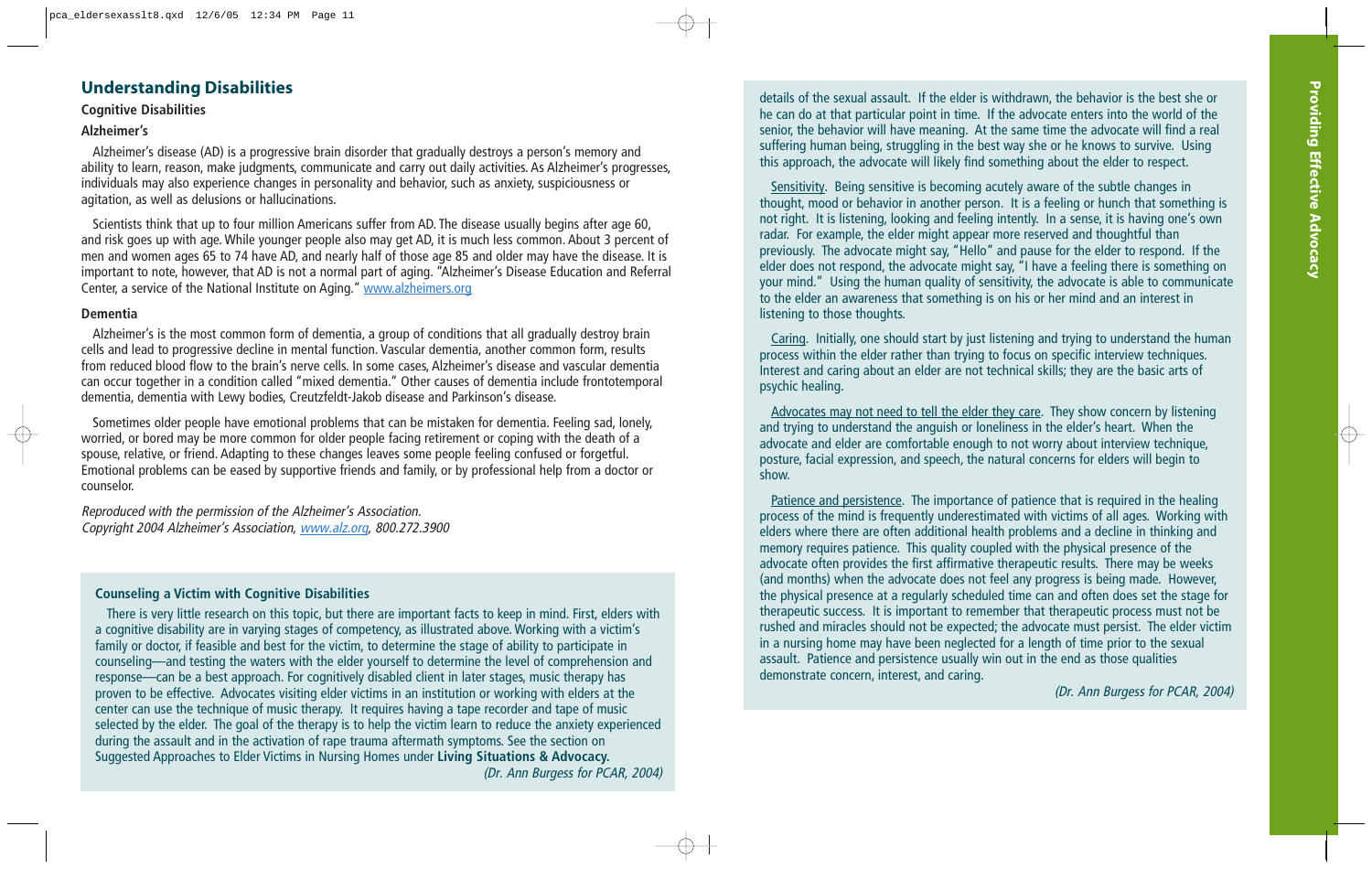## Understanding Disabilities

### Cognitive Disabilities

#### Alzheimer's

Alzheimer's disease (AD) is a progressive brain disorder that gradually destroys a person's memory and ability to learn, reason, make judgments, communicate and carry out daily activities. As Alzheimer's progresses, individuals may also experience changes in personality and behavior, such as anxiety, suspiciousness or agitation, as well as delusions or hallucinations.

Scientists think that up to four million Americans suffer from AD. The disease usually begins after age 60, and risk goes up with age. While younger people also may get AD, it is much less common. About 3 percent of men and women ages 65 to 74 have AD, and nearly half of those age 85 and older may have the disease. It is important to note, however, that AD is not a normal part of aging. "Alzheimer's Disease Education and Referral Center, a service of the National Institute on Aging." www.alzheimers.org

#### Dementia

Alzheimer's is the most common form of dementia, a group of conditions that all gradually destroy brain cells and lead to progressive decline in mental function. Vascular dementia, another common form, results from reduced blood flow to the brain's nerve cells. In some cases, Alzheimer's disease and vascular dementia can occur together in a condition called "mixed dementia." Other causes of dementia include frontotemporal dementia, dementia with Lewy bodies, Creutzfeldt-Jakob disease and Parkinson's disease.

Sometimes older people have emotional problems that can be mistaken for dementia. Feeling sad, lonely, worried, or bored may be more common for older people facing retirement or coping with the death of a spouse, relative, or friend. Adapting to these changes leaves some people feeling confused or forgetful. Emotional problems can be eased by supportive friends and family, or by professional help from a doctor or counselor.

*Reproduced with the permission of the Alzheimer's Association.*
*Copyright 2004 Alzheimer's Association, www.alz.org, 800.272.3900*

### Counseling a Victim with Cognitive Disabilities

There is very little research on this topic, but there are important facts to keep in mind. First, elders with a cognitive disability are in varying stages of competency, as illustrated above. Working with a victim's family or doctor, if feasible and best for the victim, to determine the stage of ability to participate in counseling—and testing the waters with the elder yourself to determine the level of comprehension and response—can be a best approach. For cognitively disabled client in later stages, music therapy has proven to be effective. Advocates visiting elder victims in an institution or working with elders at the center can use the technique of music therapy. It requires having a tape recorder and tape of music selected by the elder. The goal of the therapy is to help the victim learn to reduce the anxiety experienced during the assault and in the activation of rape trauma aftermath symptoms. See the section on Suggested Approaches to Elder Victims in Nursing Homes under **Living Situations & Advocacy.**

*(Dr. Ann Burgess for PCAR, 2004)*

details of the sexual assault. If the elder is withdrawn, the behavior is the best she or he can do at that particular point in time. If the advocate enters into the world of the senior, the behavior will have meaning. At the same time the advocate will find a real suffering human being, struggling in the best way she or he knows to survive. Using this approach, the advocate will likely find something about the elder to respect.

Sensitivity. Being sensitive is becoming acutely aware of the subtle changes in thought, mood or behavior in another person. It is a feeling or hunch that something is not right. It is listening, looking and feeling intently. In a sense, it is having one's own radar. For example, the elder might appear more reserved and thoughtful than previously. The advocate might say, "Hello" and pause for the elder to respond. If the elder does not respond, the advocate might say, "I have a feeling there is something on your mind." Using the human quality of sensitivity, the advocate is able to communicate to the elder an awareness that something is on his or her mind and an interest in listening to those thoughts.

Caring. Initially, one should start by just listening and trying to understand the human process within the elder rather than trying to focus on specific interview techniques. Interest and caring about an elder are not technical skills; they are the basic arts of psychic healing.

Advocates may not need to tell the elder they care. They show concern by listening and trying to understand the anguish or loneliness in the elder's heart. When the advocate and elder are comfortable enough to not worry about interview technique, posture, facial expression, and speech, the natural concerns for elders will begin to show.

Patience and persistence. The importance of patience that is required in the healing process of the mind is frequently underestimated with victims of all ages. Working with elders where there are often additional health problems and a decline in thinking and memory requires patience. This quality coupled with the physical presence of the advocate often provides the first affirmative therapeutic results. There may be weeks (and months) when the advocate does not feel any progress is being made. However, the physical presence at a regularly scheduled time can and often does set the stage for therapeutic success. It is important to remember that therapeutic process must not be rushed and miracles should not be expected; the advocate must persist. The elder victim in a nursing home may have been neglected for a length of time prior to the sexual assault. Patience and persistence usually win out in the end as those qualities demonstrate concern, interest, and caring.

*(Dr. Ann Burgess for PCAR, 2004)*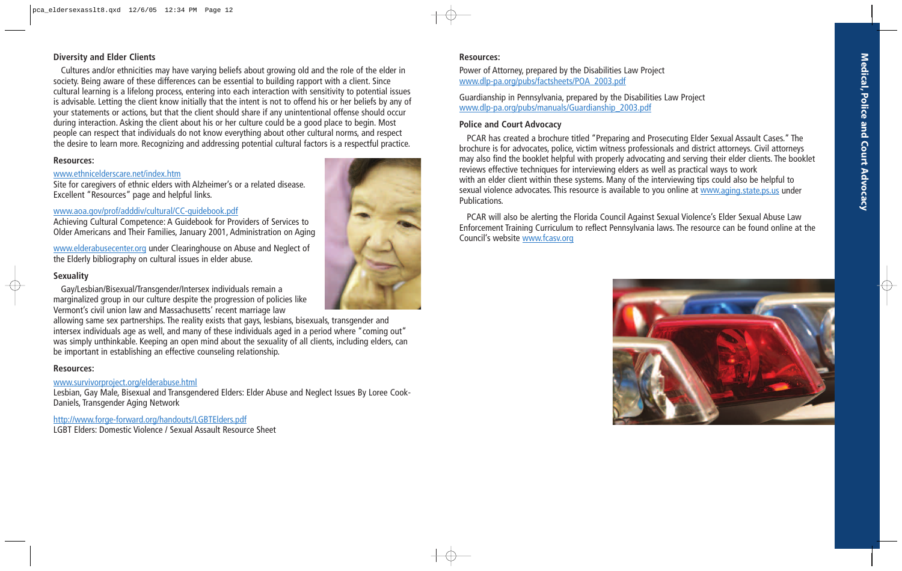### Diversity and Elder Clients

Cultures and/or ethnicities may have varying beliefs about growing old and the role of the elder in society. Being aware of these differences can be essential to building rapport with a client. Since cultural learning is a lifelong process, entering into each interaction with sensitivity to potential issues is advisable. Letting the client know initially that the intent is not to offend his or her beliefs by any of your statements or actions, but that the client should share if any unintentional offense should occur during interaction. Asking the client about his or her culture could be a good place to begin. Most people can respect that individuals do not know everything about other cultural norms, and respect the desire to learn more. Recognizing and addressing potential cultural factors is a respectful practice.

**Resources:**

www.ethniceIderscare.net/index.htm
Site for caregivers of ethnic elders with Alzheimer's or a related disease. Excellent "Resources" page and helpful links.

www.aoa.gov/prof/adddiv/cultural/CC-guidebook.pdf
Achieving Cultural Competence: A Guidebook for Providers of Services to Older Americans and Their Families, January 2001, Administration on Aging

www.elderabusecenter.org under Clearinghouse on Abuse and Neglect of the Elderly bibliography on cultural issues in elder abuse.

### Sexuality

Gay/Lesbian/Bisexual/Transgender/Intersex individuals remain a marginalized group in our culture despite the progression of policies like Vermont's civil union law and Massachusetts' recent marriage law allowing same sex partnerships. The reality exists that gays, lesbians, bisexuals, transgender and intersex individuals age as well, and many of these individuals aged in a period where "coming out" was simply unthinkable. Keeping an open mind about the sexuality of all clients, including elders, can be important in establishing an effective counseling relationship.

**Resources:**

www.survivorproject.org/elderabuse.html
Lesbian, Gay Male, Bisexual and Transgendered Elders: Elder Abuse and Neglect Issues By Loree Cook-Daniels, Transgender Aging Network

http://www.forge-forward.org/handouts/LGBTElders.pdf
LGBT Elders: Domestic Violence / Sexual Assault Resource Sheet

**Resources:**

Power of Attorney, prepared by the Disabilities Law Project
www.dlp-pa.org/pubs/factsheets/POA_2003.pdf

Guardianship in Pennsylvania, prepared by the Disabilities Law Project
www.dlp-pa.org/pubs/manuals/Guardianship_2003.pdf

### Police and Court Advocacy

PCAR has created a brochure titled "Preparing and Prosecuting Elder Sexual Assault Cases." The brochure is for advocates, police, victim witness professionals and district attorneys. Civil attorneys may also find the booklet helpful with properly advocating and serving their elder clients. The booklet reviews effective techniques for interviewing elders as well as practical ways to work with an elder client within these systems. Many of the interviewing tips could also be helpful to sexual violence advocates. This resource is available to you online at www.aging.state.ps.us under Publications.

PCAR will also be alerting the Florida Council Against Sexual Violence's Elder Sexual Abuse Law Enforcement Training Curriculum to reflect Pennsylvania laws. The resource can be found online at the Council's website www.fcasv.org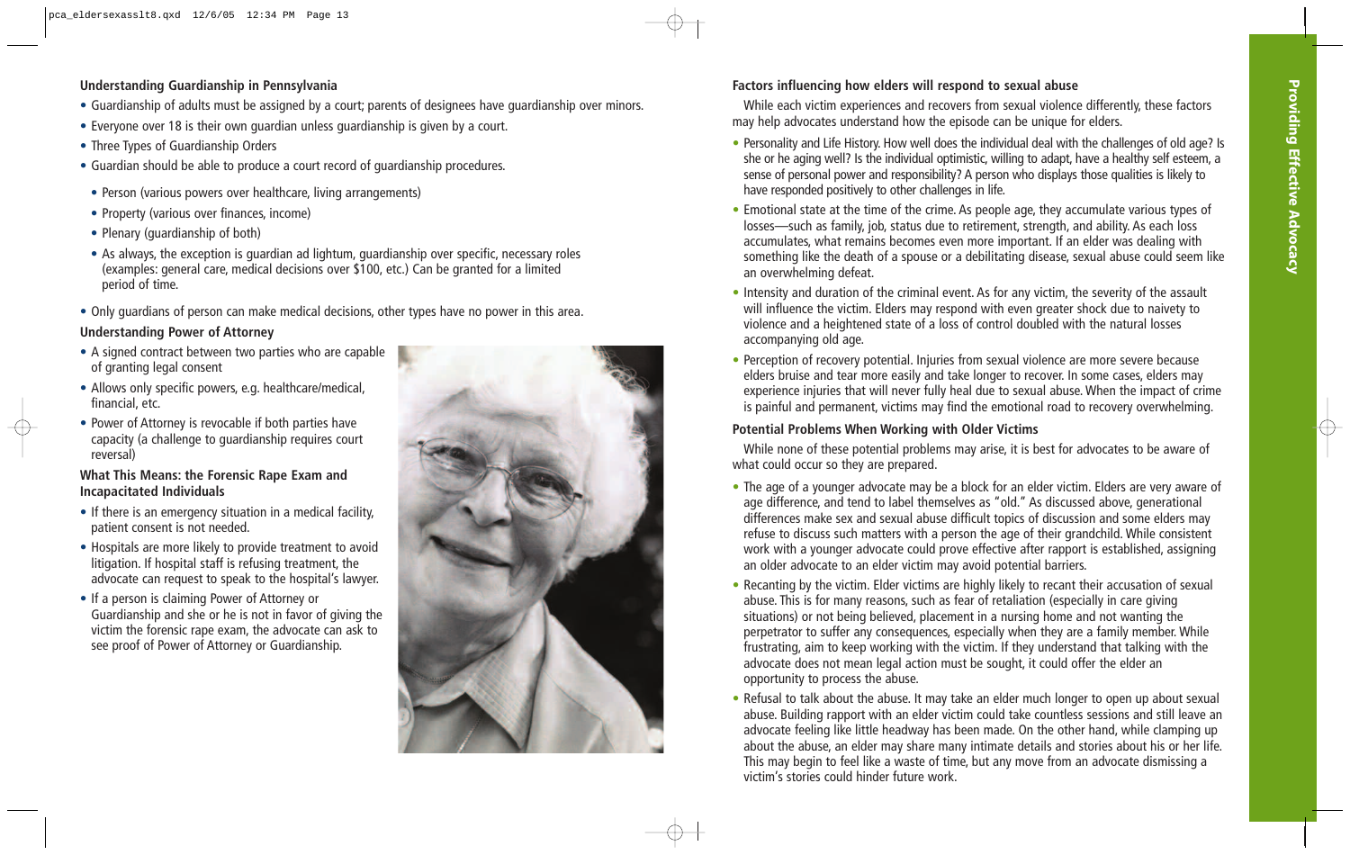### Understanding Guardianship in Pennsylvania

- Guardianship of adults must be assigned by a court; parents of designees have guardianship over minors.
- Everyone over 18 is their own guardian unless guardianship is given by a court.
- Three Types of Guardianship Orders
- Guardian should be able to produce a court record of guardianship procedures.
  - Person (various powers over healthcare, living arrangements)
  - Property (various over finances, income)
  - Plenary (guardianship of both)
  - As always, the exception is guardian ad lightum, guardianship over specific, necessary roles (examples: general care, medical decisions over $100, etc.) Can be granted for a limited period of time.
- Only guardians of person can make medical decisions, other types have no power in this area.

### Understanding Power of Attorney

- A signed contract between two parties who are capable of granting legal consent
- Allows only specific powers, e.g. healthcare/medical, financial, etc.
- Power of Attorney is revocable if both parties have capacity (a challenge to guardianship requires court reversal)

### What This Means: the Forensic Rape Exam and Incapacitated Individuals

- If there is an emergency situation in a medical facility, patient consent is not needed.
- Hospitals are more likely to provide treatment to avoid litigation. If hospital staff is refusing treatment, the advocate can request to speak to the hospital's lawyer.
- If a person is claiming Power of Attorney or Guardianship and she or he is not in favor of giving the victim the forensic rape exam, the advocate can ask to see proof of Power of Attorney or Guardianship.

### Factors influencing how elders will respond to sexual abuse

While each victim experiences and recovers from sexual violence differently, these factors may help advocates understand how the episode can be unique for elders.

- Personality and Life History. How well does the individual deal with the challenges of old age? Is she or he aging well? Is the individual optimistic, willing to adapt, have a healthy self esteem, a sense of personal power and responsibility? A person who displays those qualities is likely to have responded positively to other challenges in life.
- Emotional state at the time of the crime. As people age, they accumulate various types of losses—such as family, job, status due to retirement, strength, and ability. As each loss accumulates, what remains becomes even more important. If an elder was dealing with something like the death of a spouse or a debilitating disease, sexual abuse could seem like an overwhelming defeat.
- Intensity and duration of the criminal event. As for any victim, the severity of the assault will influence the victim. Elders may respond with even greater shock due to naivety to violence and a heightened state of a loss of control doubled with the natural losses accompanying old age.
- Perception of recovery potential. Injuries from sexual violence are more severe because elders bruise and tear more easily and take longer to recover. In some cases, elders may experience injuries that will never fully heal due to sexual abuse. When the impact of crime is painful and permanent, victims may find the emotional road to recovery overwhelming.

### Potential Problems When Working with Older Victims

While none of these potential problems may arise, it is best for advocates to be aware of what could occur so they are prepared.

- The age of a younger advocate may be a block for an elder victim. Elders are very aware of age difference, and tend to label themselves as "old." As discussed above, generational differences make sex and sexual abuse difficult topics of discussion and some elders may refuse to discuss such matters with a person the age of their grandchild. While consistent work with a younger advocate could prove effective after rapport is established, assigning an older advocate to an elder victim may avoid potential barriers.
- Recanting by the victim. Elder victims are highly likely to recant their accusation of sexual abuse. This is for many reasons, such as fear of retaliation (especially in care giving situations) or not being believed, placement in a nursing home and not wanting the perpetrator to suffer any consequences, especially when they are a family member. While frustrating, aim to keep working with the victim. If they understand that talking with the advocate does not mean legal action must be sought, it could offer the elder an opportunity to process the abuse.
- Refusal to talk about the abuse. It may take an elder much longer to open up about sexual abuse. Building rapport with an elder victim could take countless sessions and still leave an advocate feeling like little headway has been made. On the other hand, while clamping up about the abuse, an elder may share many intimate details and stories about his or her life. This may begin to feel like a waste of time, but any move from an advocate dismissing a victim's stories could hinder future work.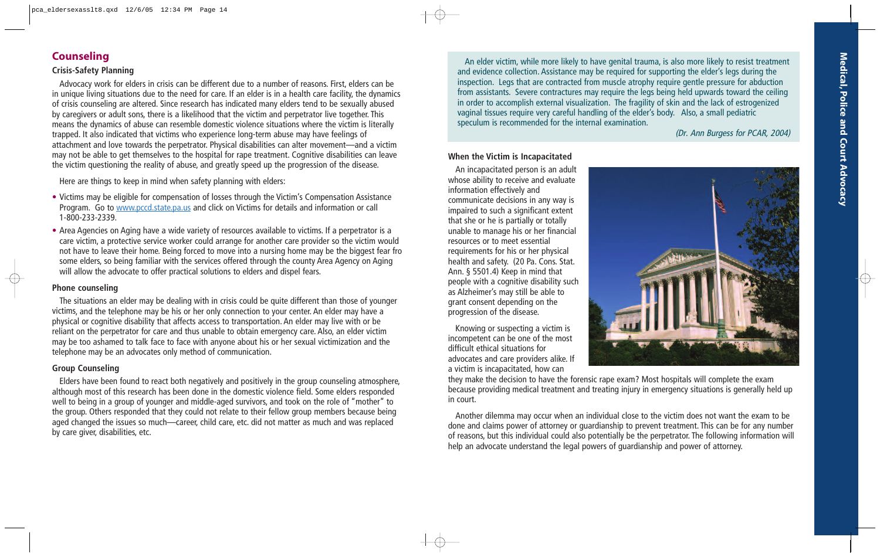## Counseling

### Crisis-Safety Planning

Advocacy work for elders in crisis can be different due to a number of reasons. First, elders can be in unique living situations due to the need for care. If an elder is in a health care facility, the dynamics of crisis counseling are altered. Since research has indicated many elders tend to be sexually abused by caregivers or adult sons, there is a likelihood that the victim and perpetrator live together. This means the dynamics of abuse can resemble domestic violence situations where the victim is literally trapped. It also indicated that victims who experience long-term abuse may have feelings of attachment and love towards the perpetrator. Physical disabilities can alter movement—and a victim may not be able to get themselves to the hospital for rape treatment. Cognitive disabilities can leave the victim questioning the reality of abuse, and greatly speed up the progression of the disease.

Here are things to keep in mind when safety planning with elders:

- Victims may be eligible for compensation of losses through the Victim's Compensation Assistance Program. Go to www.pccd.state.pa.us and click on Victims for details and information or call 1-800-233-2339.
- Area Agencies on Aging have a wide variety of resources available to victims. If a perpetrator is a care victim, a protective service worker could arrange for another care provider so the victim would not have to leave their home. Being forced to move into a nursing home may be the biggest fear fro some elders, so being familiar with the services offered through the county Area Agency on Aging will allow the advocate to offer practical solutions to elders and dispel fears.

### Phone counseling

The situations an elder may be dealing with in crisis could be quite different than those of younger victims, and the telephone may be his or her only connection to your center. An elder may have a physical or cognitive disability that affects access to transportation. An elder may live with or be reliant on the perpetrator for care and thus unable to obtain emergency care. Also, an elder victim may be too ashamed to talk face to face with anyone about his or her sexual victimization and the telephone may be an advocates only method of communication.

### Group Counseling

Elders have been found to react both negatively and positively in the group counseling atmosphere, although most of this research has been done in the domestic violence field. Some elders responded well to being in a group of younger and middle-aged survivors, and took on the role of "mother" to the group. Others responded that they could not relate to their fellow group members because being aged changed the issues so much—career, child care, etc. did not matter as much and was replaced by care giver, disabilities, etc.

> An elder victim, while more likely to have genital trauma, is also more likely to resist treatment and evidence collection. Assistance may be required for supporting the elder's legs during the inspection. Legs that are contracted from muscle atrophy require gentle pressure for abduction from assistants. Severe contractures may require the legs being held upwards toward the ceiling in order to accomplish external visualization. The fragility of skin and the lack of estrogenized vaginal tissues require very careful handling of the elder's body. Also, a small pediatric speculum is recommended for the internal examination.
>
> *(Dr. Ann Burgess for PCAR, 2004)*

### When the Victim is Incapacitated

An incapacitated person is an adult whose ability to receive and evaluate information effectively and communicate decisions in any way is impaired to such a significant extent that she or he is partially or totally unable to manage his or her financial resources or to meet essential requirements for his or her physical health and safety. (20 Pa. Cons. Stat. Ann. § 5501.4) Keep in mind that people with a cognitive disability such as Alzheimer's may still be able to grant consent depending on the progression of the disease.

Knowing or suspecting a victim is incompetent can be one of the most difficult ethical situations for advocates and care providers alike. If a victim is incapacitated, how can they make the decision to have the forensic rape exam? Most hospitals will complete the exam because providing medical treatment and treating injury in emergency situations is generally held up in court.

Another dilemma may occur when an individual close to the victim does not want the exam to be done and claims power of attorney or guardianship to prevent treatment. This can be for any number of reasons, but this individual could also potentially be the perpetrator. The following information will help an advocate understand the legal powers of guardianship and power of attorney.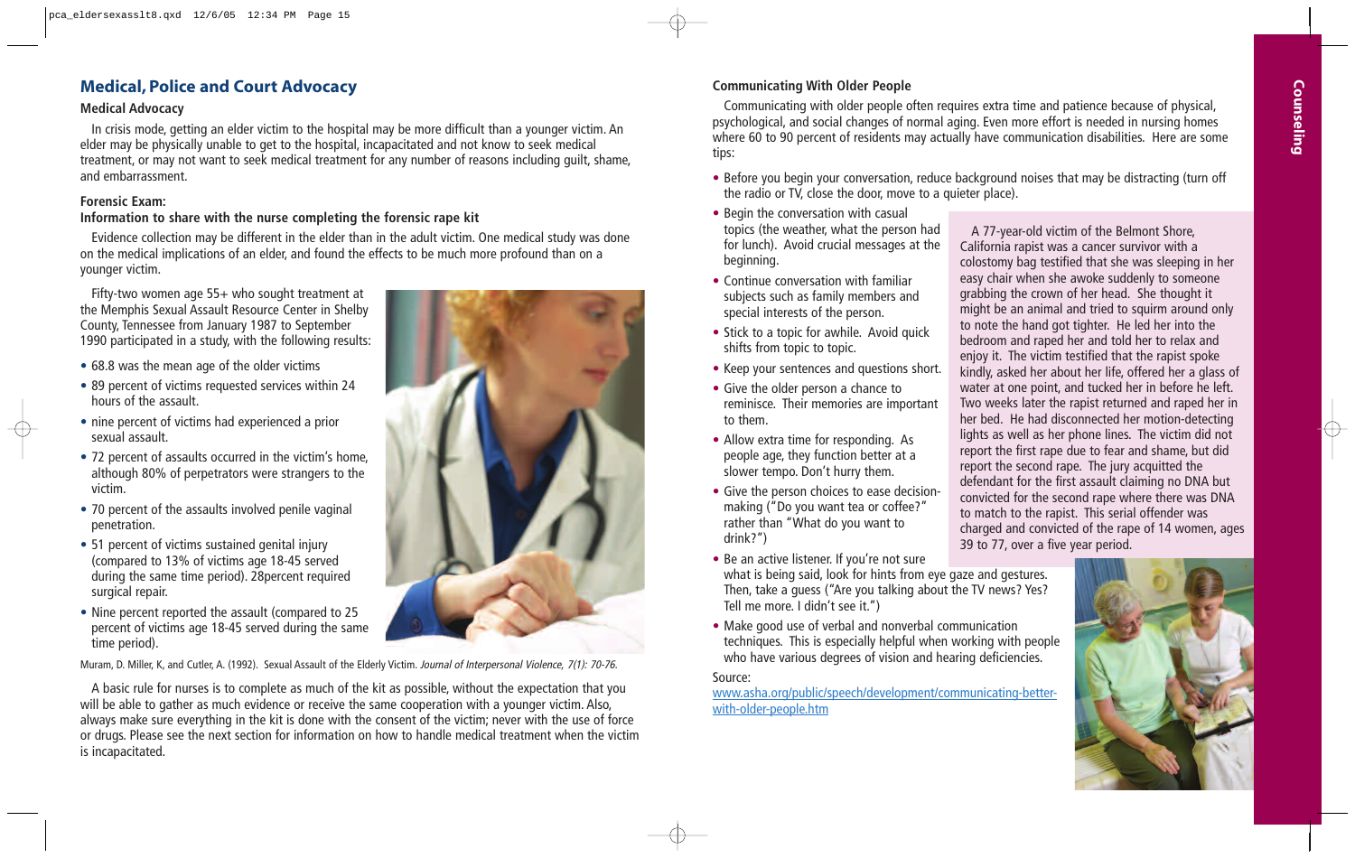## Medical, Police and Court Advocacy

### Medical Advocacy

In crisis mode, getting an elder victim to the hospital may be more difficult than a younger victim. An elder may be physically unable to get to the hospital, incapacitated and not know to seek medical treatment, or may not want to seek medical treatment for any number of reasons including guilt, shame, and embarrassment.

### Forensic Exam:

**Information to share with the nurse completing the forensic rape kit**

Evidence collection may be different in the elder than in the adult victim. One medical study was done on the medical implications of an elder, and found the effects to be much more profound than on a younger victim.

Fifty-two women age 55+ who sought treatment at the Memphis Sexual Assault Resource Center in Shelby County, Tennessee from January 1987 to September 1990 participated in a study, with the following results:

- 68.8 was the mean age of the older victims
- 89 percent of victims requested services within 24 hours of the assault.
- nine percent of victims had experienced a prior sexual assault.
- 72 percent of assaults occurred in the victim's home, although 80% of perpetrators were strangers to the victim.
- 70 percent of the assaults involved penile vaginal penetration.
- 51 percent of victims sustained genital injury (compared to 13% of victims age 18-45 served during the same time period). 28percent required surgical repair.
- Nine percent reported the assault (compared to 25 percent of victims age 18-45 served during the same time period).

Muram, D. Miller, K, and Cutler, A. (1992). Sexual Assault of the Elderly Victim. *Journal of Interpersonal Violence, 7(1): 70-76.*

A basic rule for nurses is to complete as much of the kit as possible, without the expectation that you will be able to gather as much evidence or receive the same cooperation with a younger victim. Also, always make sure everything in the kit is done with the consent of the victim; never with the use of force or drugs. Please see the next section for information on how to handle medical treatment when the victim is incapacitated.

### Communicating With Older People

Communicating with older people often requires extra time and patience because of physical, psychological, and social changes of normal aging. Even more effort is needed in nursing homes where 60 to 90 percent of residents may actually have communication disabilities. Here are some tips:

- Before you begin your conversation, reduce background noises that may be distracting (turn off the radio or TV, close the door, move to a quieter place).
- Begin the conversation with casual topics (the weather, what the person had for lunch). Avoid crucial messages at the beginning.
- Continue conversation with familiar subjects such as family members and special interests of the person.
- Stick to a topic for awhile. Avoid quick shifts from topic to topic.
- Keep your sentences and questions short.
- Give the older person a chance to reminisce. Their memories are important to them.
- Allow extra time for responding. As people age, they function better at a slower tempo. Don't hurry them.
- Give the person choices to ease decision-making ("Do you want tea or coffee?" rather than "What do you want to drink?")
- Be an active listener. If you're not sure what is being said, look for hints from eye gaze and gestures. Then, take a guess ("Are you talking about the TV news? Yes? Tell me more. I didn't see it.")
- Make good use of verbal and nonverbal communication techniques. This is especially helpful when working with people who have various degrees of vision and hearing deficiencies.

Source:
www.asha.org/public/speech/development/communicating-better-with-older-people.htm

A 77-year-old victim of the Belmont Shore, California rapist was a cancer survivor with a colostomy bag testified that she was sleeping in her easy chair when she awoke suddenly to someone grabbing the crown of her head. She thought it might be an animal and tried to squirm around only to note the hand got tighter. He led her into the bedroom and raped her and told her to relax and enjoy it. The victim testified that the rapist spoke kindly, asked her about her life, offered her a glass of water at one point, and tucked her in before he left. Two weeks later the rapist returned and raped her in her bed. He had disconnected her motion-detecting lights as well as her phone lines. The victim did not report the first rape due to fear and shame, but did report the second rape. The jury acquitted the defendant for the first assault claiming no DNA but convicted for the second rape where there was DNA to match to the rapist. This serial offender was charged and convicted of the rape of 14 women, ages 39 to 77, over a five year period.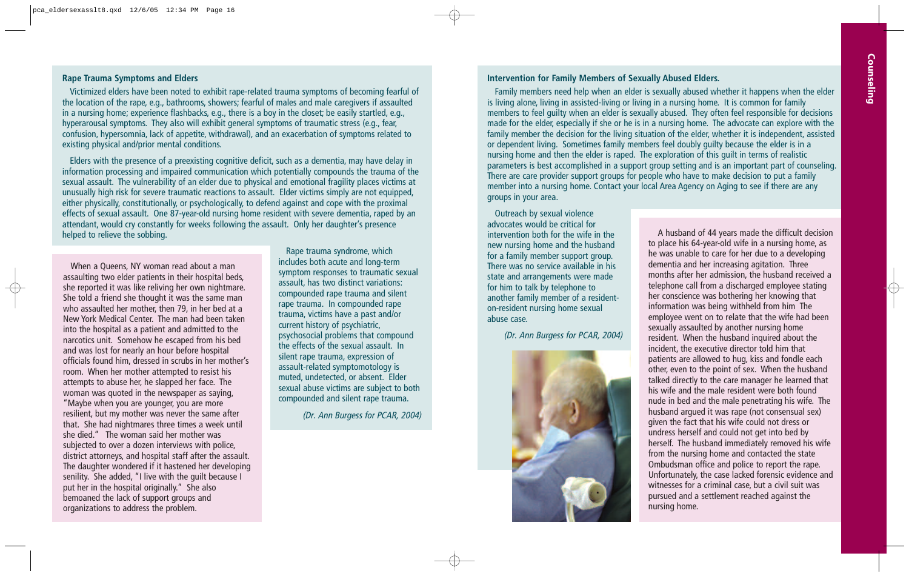## Rape Trauma Symptoms and Elders

Victimized elders have been noted to exhibit rape-related trauma symptoms of becoming fearful of the location of the rape, e.g., bathrooms, showers; fearful of males and male caregivers if assaulted in a nursing home; experience flashbacks, e.g., there is a boy in the closet; be easily startled, e.g., hyperarousal symptoms. They also will exhibit general symptoms of traumatic stress (e.g., fear, confusion, hypersomnia, lack of appetite, withdrawal), and an exacerbation of symptoms related to existing physical and/prior mental conditions.

Elders with the presence of a preexisting cognitive deficit, such as a dementia, may have delay in information processing and impaired communication which potentially compounds the trauma of the sexual assault. The vulnerability of an elder due to physical and emotional fragility places victims at unusually high risk for severe traumatic reactions to assault. Elder victims simply are not equipped, either physically, constitutionally, or psychologically, to defend against and cope with the proximal effects of sexual assault. One 87-year-old nursing home resident with severe dementia, raped by an attendant, would cry constantly for weeks following the assault. Only her daughter's presence helped to relieve the sobbing.

When a Queens, NY woman read about a man assaulting two elder patients in their hospital beds, she reported it was like reliving her own nightmare. She told a friend she thought it was the same man who assaulted her mother, then 79, in her bed at a New York Medical Center. The man had been taken into the hospital as a patient and admitted to the narcotics unit. Somehow he escaped from his bed and was lost for nearly an hour before hospital officials found him, dressed in scrubs in her mother's room. When her mother attempted to resist his attempts to abuse her, he slapped her face. The woman was quoted in the newspaper as saying, "Maybe when you are younger, you are more resilient, but my mother was never the same after that. She had nightmares three times a week until she died." The woman said her mother was subjected to over a dozen interviews with police, district attorneys, and hospital staff after the assault. The daughter wondered if it hastened her developing senility. She added, "I live with the guilt because I put her in the hospital originally." She also bemoaned the lack of support groups and organizations to address the problem.

Rape trauma syndrome, which includes both acute and long-term symptom responses to traumatic sexual assault, has two distinct variations: compounded rape trauma and silent rape trauma. In compounded rape trauma, victims have a past and/or current history of psychiatric, psychosocial problems that compound the effects of the sexual assault. In silent rape trauma, expression of assault-related symptomotology is muted, undetected, or absent. Elder sexual abuse victims are subject to both compounded and silent rape trauma.

*(Dr. Ann Burgess for PCAR, 2004)*

## Intervention for Family Members of Sexually Abused Elders.

Family members need help when an elder is sexually abused whether it happens when the elder is living alone, living in assisted-living or living in a nursing home. It is common for family members to feel guilty when an elder is sexually abused. They often feel responsible for decisions made for the elder, especially if she or he is in a nursing home. The advocate can explore with the family member the decision for the living situation of the elder, whether it is independent, assisted or dependent living. Sometimes family members feel doubly guilty because the elder is in a nursing home and then the elder is raped. The exploration of this guilt in terms of realistic parameters is best accomplished in a support group setting and is an important part of counseling. There are care provider support groups for people who have to make decision to put a family member into a nursing home. Contact your local Area Agency on Aging to see if there are any groups in your area.

Outreach by sexual violence advocates would be critical for intervention both for the wife in the new nursing home and the husband for a family member support group. There was no service available in his state and arrangements were made for him to talk by telephone to another family member of a resident-on-resident nursing home sexual abuse case.

*(Dr. Ann Burgess for PCAR, 2004)*

A husband of 44 years made the difficult decision to place his 64-year-old wife in a nursing home, as he was unable to care for her due to a developing dementia and her increasing agitation. Three months after her admission, the husband received a telephone call from a discharged employee stating her conscience was bothering her knowing that information was being withheld from him The employee went on to relate that the wife had been sexually assaulted by another nursing home resident. When the husband inquired about the incident, the executive director told him that patients are allowed to hug, kiss and fondle each other, even to the point of sex. When the husband talked directly to the care manager he learned that his wife and the male resident were both found nude in bed and the male penetrating his wife. The husband argued it was rape (not consensual sex) given the fact that his wife could not dress or undress herself and could not get into bed by herself. The husband immediately removed his wife from the nursing home and contacted the state Ombudsman office and police to report the rape. Unfortunately, the case lacked forensic evidence and witnesses for a criminal case, but a civil suit was pursued and a settlement reached against the nursing home.